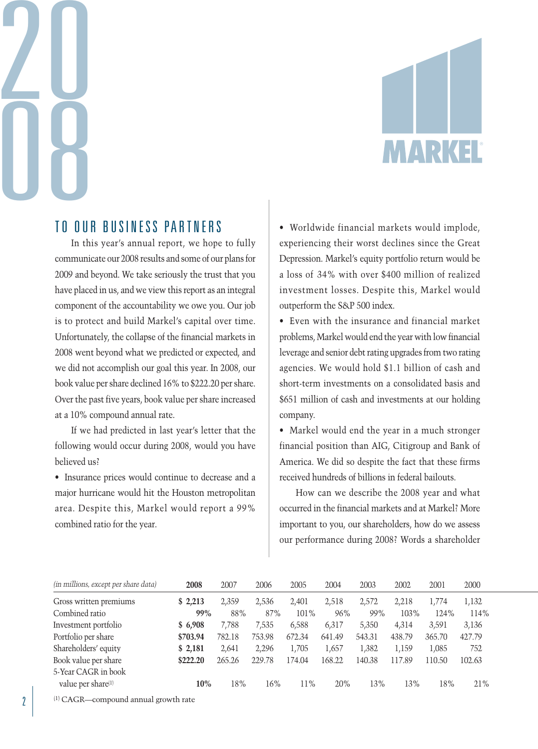# 2008

MARKEL

## TO OUR BUSINESS PARTNERS

In this year's annual report, we hope to fully communicate our 2008 results and some of our plans for 2009 and beyond. We take seriously the trust that you have placed in us, and we view this report as an integral component of the accountability we owe you. Our job is to protect and build Markel's capital over time. Unfortunately, the collapse of the financial markets in 2008 went beyond what we predicted or expected, and we did not accomplish our goal this year. In 2008, our book value per share declined 16% to $222.20 per share. Over the past five years, book value per share increased at a 10% compound annual rate.

If we had predicted in last year's letter that the following would occur during 2008, would you have believed us?

- Insurance prices would continue to decrease and a major hurricane would hit the Houston metropolitan area. Despite this, Markel would report a 99% combined ratio for the year.
- Worldwide financial markets would implode, experiencing their worst declines since the Great Depression. Markel's equity portfolio return would be a loss of 34% with over $400 million of realized investment losses. Despite this, Markel would outperform the S&P 500 index.
- Even with the insurance and financial market problems, Markel would end the year with low financial leverage and senior debt rating upgrades from two rating agencies. We would hold $1.1 billion of cash and short-term investments on a consolidated basis and $651 million of cash and investments at our holding company.
- Markel would end the year in a much stronger financial position than AIG, Citigroup and Bank of America. We did so despite the fact that these firms received hundreds of billions in federal bailouts.

How can we describe the 2008 year and what occurred in the financial markets and at Markel? More important to you, our shareholders, how do we assess our performance during 2008? Words a shareholder

| *(in millions, except per share data)* | **2008** | 2007 | 2006 | 2005 | 2004 | 2003 | 2002 | 2001 | 2000 |
|---|---|---|---|---|---|---|---|---|---|
| Gross written premiums | **$ 2,213** | 2,359 | 2,536 | 2,401 | 2,518 | 2,572 | 2,218 | 1,774 | 1,132 |
| Combined ratio | **99%** | 88% | 87% | 101% | 96% | 99% | 103% | 124% | 114% |
| Investment portfolio | **$ 6,908** | 7,788 | 7,535 | 6,588 | 6,317 | 5,350 | 4,314 | 3,591 | 3,136 |
| Portfolio per share | **$703.94** | 782.18 | 753.98 | 672.34 | 641.49 | 543.31 | 438.79 | 365.70 | 427.79 |
| Shareholders' equity | **$ 2,181** | 2,641 | 2,296 | 1,705 | 1,657 | 1,382 | 1,159 | 1,085 | 752 |
| Book value per share | **$222.20** | 265.26 | 229.78 | 174.04 | 168.22 | 140.38 | 117.89 | 110.50 | 102.63 |
| 5-Year CAGR in book value per share[1] | **10%** | 18% | 16% | 11% | 20% | 13% | 13% | 18% | 21% |

[1] CAGR—compound annual growth rate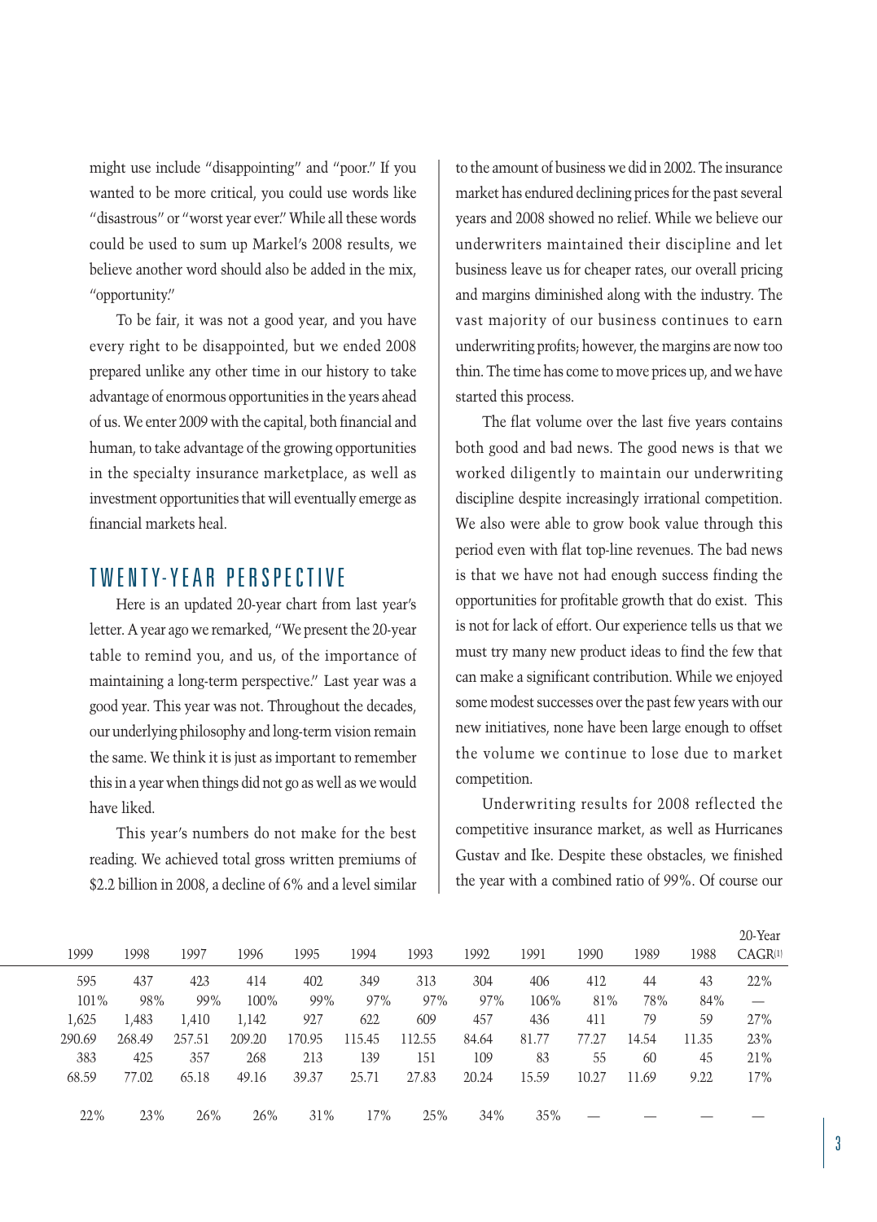might use include "disappointing" and "poor." If you wanted to be more critical, you could use words like "disastrous" or "worst year ever." While all these words could be used to sum up Markel's 2008 results, we believe another word should also be added in the mix, "opportunity."

To be fair, it was not a good year, and you have every right to be disappointed, but we ended 2008 prepared unlike any other time in our history to take advantage of enormous opportunities in the years ahead of us. We enter 2009 with the capital, both financial and human, to take advantage of the growing opportunities in the specialty insurance marketplace, as well as investment opportunities that will eventually emerge as financial markets heal.

## TWENTY-YEAR PERSPECTIVE

Here is an updated 20-year chart from last year's letter. A year ago we remarked, "We present the 20-year table to remind you, and us, of the importance of maintaining a long-term perspective." Last year was a good year. This year was not. Throughout the decades, our underlying philosophy and long-term vision remain the same. We think it is just as important to remember this in a year when things did not go as well as we would have liked.

This year's numbers do not make for the best reading. We achieved total gross written premiums of $2.2 billion in 2008, a decline of 6% and a level similar to the amount of business we did in 2002. The insurance market has endured declining prices for the past several years and 2008 showed no relief. While we believe our underwriters maintained their discipline and let business leave us for cheaper rates, our overall pricing and margins diminished along with the industry. The vast majority of our business continues to earn underwriting profits; however, the margins are now too thin. The time has come to move prices up, and we have started this process.

The flat volume over the last five years contains both good and bad news. The good news is that we worked diligently to maintain our underwriting discipline despite increasingly irrational competition. We also were able to grow book value through this period even with flat top-line revenues. The bad news is that we have not had enough success finding the opportunities for profitable growth that do exist. This is not for lack of effort. Our experience tells us that we must try many new product ideas to find the few that can make a significant contribution. While we enjoyed some modest successes over the past few years with our new initiatives, none have been large enough to offset the volume we continue to lose due to market competition.

Underwriting results for 2008 reflected the competitive insurance market, as well as Hurricanes Gustav and Ike. Despite these obstacles, we finished the year with a combined ratio of 99%. Of course our

| 1999 | 1998 | 1997 | 1996 | 1995 | 1994 | 1993 | 1992 | 1991 | 1990 | 1989 | 1988 | 20-Year CAGR[1] |
|---|---|---|---|---|---|---|---|---|---|---|---|---|
| 595 | 437 | 423 | 414 | 402 | 349 | 313 | 304 | 406 | 412 | 44 | 43 | 22% |
| 101% | 98% | 99% | 100% | 99% | 97% | 97% | 97% | 106% | 81% | 78% | 84% | — |
| 1,625 | 1,483 | 1,410 | 1,142 | 927 | 622 | 609 | 457 | 436 | 411 | 79 | 59 | 27% |
| 290.69 | 268.49 | 257.51 | 209.20 | 170.95 | 115.45 | 112.55 | 84.64 | 81.77 | 77.27 | 14.54 | 11.35 | 23% |
| 383 | 425 | 357 | 268 | 213 | 139 | 151 | 109 | 83 | 55 | 60 | 45 | 21% |
| 68.59 | 77.02 | 65.18 | 49.16 | 39.37 | 25.71 | 27.83 | 20.24 | 15.59 | 10.27 | 11.69 | 9.22 | 17% |
| 22% | 23% | 26% | 26% | 31% | 17% | 25% | 34% | 35% | — | — | — | — |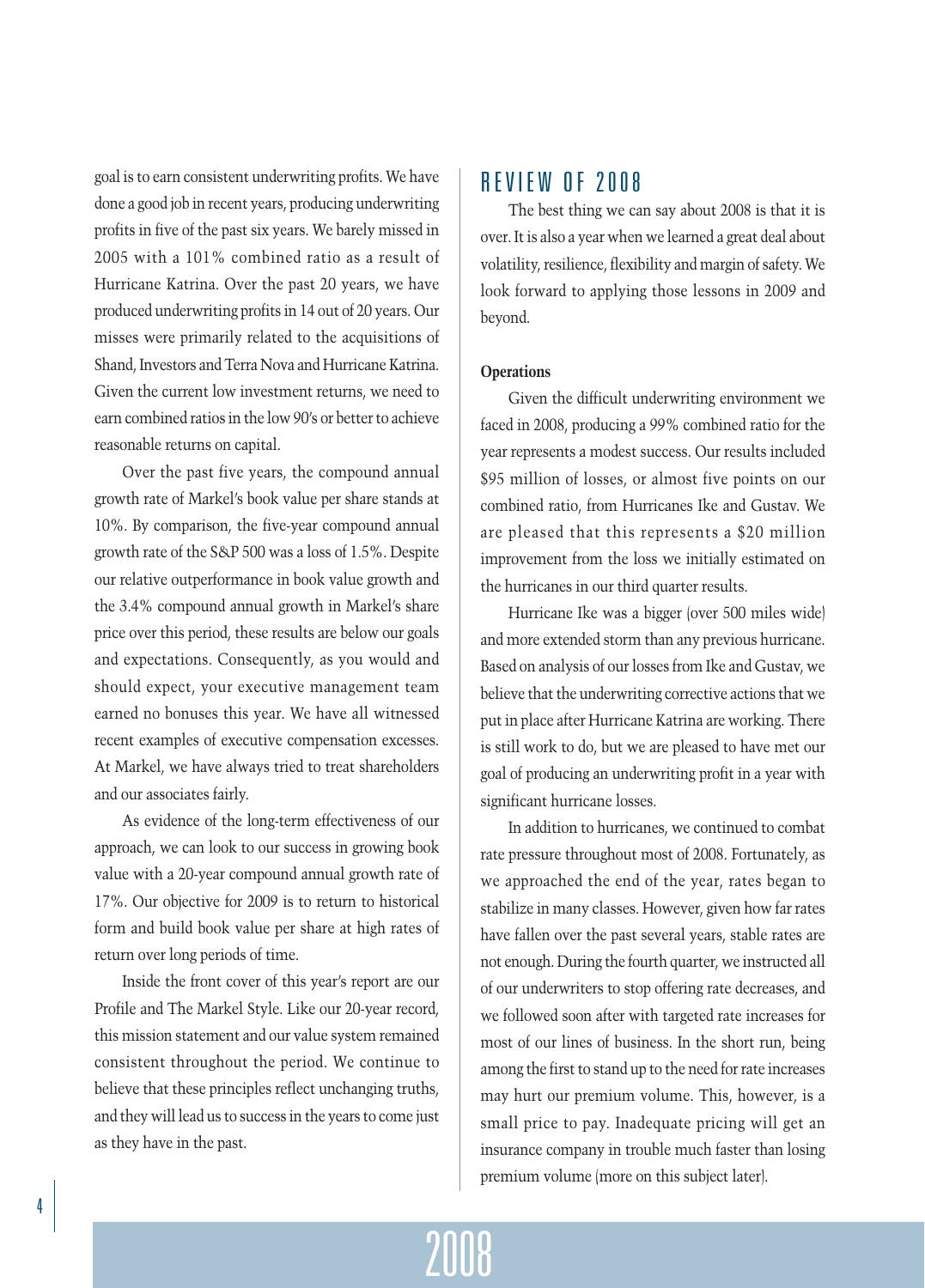goal is to earn consistent underwriting profits. We have done a good job in recent years, producing underwriting profits in five of the past six years. We barely missed in 2005 with a 101% combined ratio as a result of Hurricane Katrina. Over the past 20 years, we have produced underwriting profits in 14 out of 20 years. Our misses were primarily related to the acquisitions of Shand, Investors and Terra Nova and Hurricane Katrina. Given the current low investment returns, we need to earn combined ratios in the low 90's or better to achieve reasonable returns on capital.

Over the past five years, the compound annual growth rate of Markel's book value per share stands at 10%. By comparison, the five-year compound annual growth rate of the S&P 500 was a loss of 1.5%. Despite our relative outperformance in book value growth and the 3.4% compound annual growth in Markel's share price over this period, these results are below our goals and expectations. Consequently, as you would and should expect, your executive management team earned no bonuses this year. We have all witnessed recent examples of executive compensation excesses. At Markel, we have always tried to treat shareholders and our associates fairly.

As evidence of the long-term effectiveness of our approach, we can look to our success in growing book value with a 20-year compound annual growth rate of 17%. Our objective for 2009 is to return to historical form and build book value per share at high rates of return over long periods of time.

Inside the front cover of this year's report are our Profile and The Markel Style. Like our 20-year record, this mission statement and our value system remained consistent throughout the period. We continue to believe that these principles reflect unchanging truths, and they will lead us to success in the years to come just as they have in the past.

## REVIEW OF 2008

The best thing we can say about 2008 is that it is over. It is also a year when we learned a great deal about volatility, resilience, flexibility and margin of safety. We look forward to applying those lessons in 2009 and beyond.

**Operations**

Given the difficult underwriting environment we faced in 2008, producing a 99% combined ratio for the year represents a modest success. Our results included $95 million of losses, or almost five points on our combined ratio, from Hurricanes Ike and Gustav. We are pleased that this represents a $20 million improvement from the loss we initially estimated on the hurricanes in our third quarter results.

Hurricane Ike was a bigger (over 500 miles wide) and more extended storm than any previous hurricane. Based on analysis of our losses from Ike and Gustav, we believe that the underwriting corrective actions that we put in place after Hurricane Katrina are working. There is still work to do, but we are pleased to have met our goal of producing an underwriting profit in a year with significant hurricane losses.

In addition to hurricanes, we continued to combat rate pressure throughout most of 2008. Fortunately, as we approached the end of the year, rates began to stabilize in many classes. However, given how far rates have fallen over the past several years, stable rates are not enough. During the fourth quarter, we instructed all of our underwriters to stop offering rate decreases, and we followed soon after with targeted rate increases for most of our lines of business. In the short run, being among the first to stand up to the need for rate increases may hurt our premium volume. This, however, is a small price to pay. Inadequate pricing will get an insurance company in trouble much faster than losing premium volume (more on this subject later).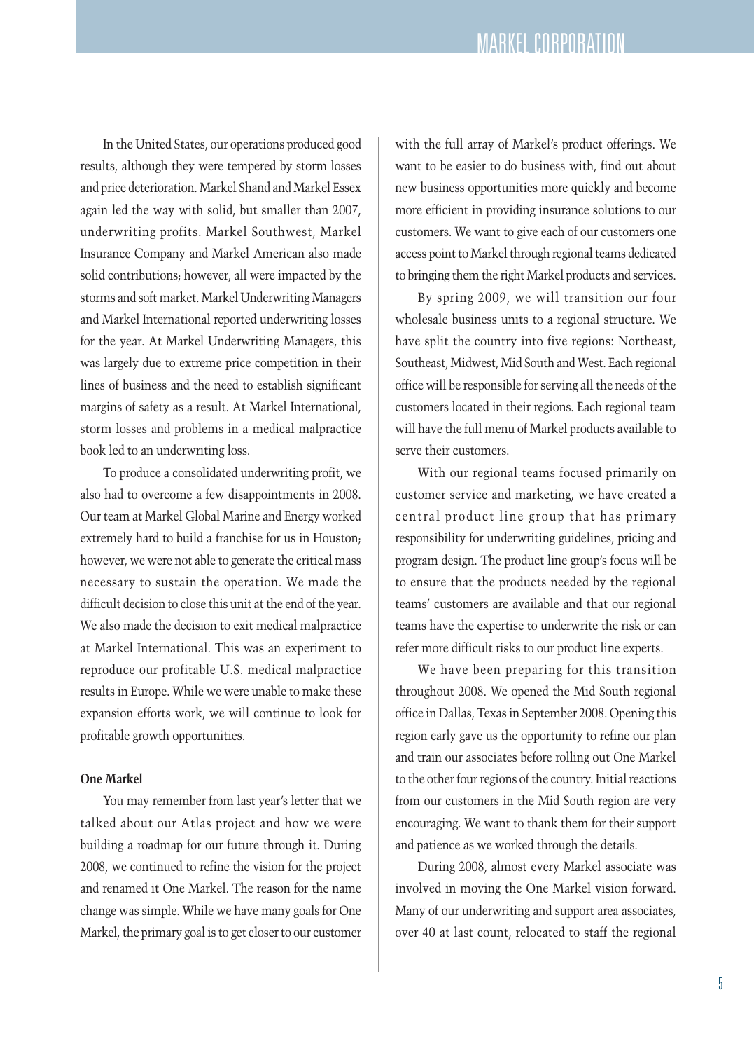In the United States, our operations produced good results, although they were tempered by storm losses and price deterioration. Markel Shand and Markel Essex again led the way with solid, but smaller than 2007, underwriting profits. Markel Southwest, Markel Insurance Company and Markel American also made solid contributions; however, all were impacted by the storms and soft market. Markel Underwriting Managers and Markel International reported underwriting losses for the year. At Markel Underwriting Managers, this was largely due to extreme price competition in their lines of business and the need to establish significant margins of safety as a result. At Markel International, storm losses and problems in a medical malpractice book led to an underwriting loss.

To produce a consolidated underwriting profit, we also had to overcome a few disappointments in 2008. Our team at Markel Global Marine and Energy worked extremely hard to build a franchise for us in Houston; however, we were not able to generate the critical mass necessary to sustain the operation. We made the difficult decision to close this unit at the end of the year. We also made the decision to exit medical malpractice at Markel International. This was an experiment to reproduce our profitable U.S. medical malpractice results in Europe. While we were unable to make these expansion efforts work, we will continue to look for profitable growth opportunities.

**One Markel**

You may remember from last year's letter that we talked about our Atlas project and how we were building a roadmap for our future through it. During 2008, we continued to refine the vision for the project and renamed it One Markel. The reason for the name change was simple. While we have many goals for One Markel, the primary goal is to get closer to our customer with the full array of Markel's product offerings. We want to be easier to do business with, find out about new business opportunities more quickly and become more efficient in providing insurance solutions to our customers. We want to give each of our customers one access point to Markel through regional teams dedicated to bringing them the right Markel products and services.

By spring 2009, we will transition our four wholesale business units to a regional structure. We have split the country into five regions: Northeast, Southeast, Midwest, Mid South and West. Each regional office will be responsible for serving all the needs of the customers located in their regions. Each regional team will have the full menu of Markel products available to serve their customers.

With our regional teams focused primarily on customer service and marketing, we have created a central product line group that has primary responsibility for underwriting guidelines, pricing and program design. The product line group's focus will be to ensure that the products needed by the regional teams' customers are available and that our regional teams have the expertise to underwrite the risk or can refer more difficult risks to our product line experts.

We have been preparing for this transition throughout 2008. We opened the Mid South regional office in Dallas, Texas in September 2008. Opening this region early gave us the opportunity to refine our plan and train our associates before rolling out One Markel to the other four regions of the country. Initial reactions from our customers in the Mid South region are very encouraging. We want to thank them for their support and patience as we worked through the details.

During 2008, almost every Markel associate was involved in moving the One Markel vision forward. Many of our underwriting and support area associates, over 40 at last count, relocated to staff the regional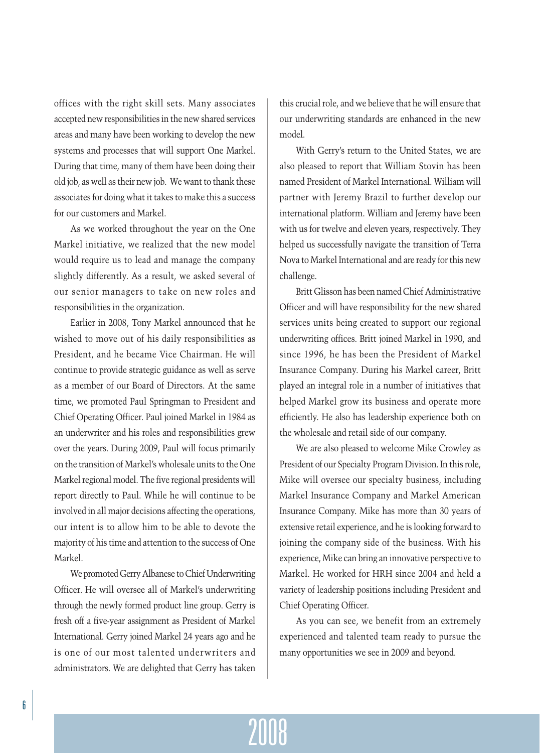offices with the right skill sets. Many associates accepted new responsibilities in the new shared services areas and many have been working to develop the new systems and processes that will support One Markel. During that time, many of them have been doing their old job, as well as their new job. We want to thank these associates for doing what it takes to make this a success for our customers and Markel.

As we worked throughout the year on the One Markel initiative, we realized that the new model would require us to lead and manage the company slightly differently. As a result, we asked several of our senior managers to take on new roles and responsibilities in the organization.

Earlier in 2008, Tony Markel announced that he wished to move out of his daily responsibilities as President, and he became Vice Chairman. He will continue to provide strategic guidance as well as serve as a member of our Board of Directors. At the same time, we promoted Paul Springman to President and Chief Operating Officer. Paul joined Markel in 1984 as an underwriter and his roles and responsibilities grew over the years. During 2009, Paul will focus primarily on the transition of Markel's wholesale units to the One Markel regional model. The five regional presidents will report directly to Paul. While he will continue to be involved in all major decisions affecting the operations, our intent is to allow him to be able to devote the majority of his time and attention to the success of One Markel.

We promoted Gerry Albanese to Chief Underwriting Officer. He will oversee all of Markel's underwriting through the newly formed product line group. Gerry is fresh off a five-year assignment as President of Markel International. Gerry joined Markel 24 years ago and he is one of our most talented underwriters and administrators. We are delighted that Gerry has taken this crucial role, and we believe that he will ensure that our underwriting standards are enhanced in the new model.

With Gerry's return to the United States, we are also pleased to report that William Stovin has been named President of Markel International. William will partner with Jeremy Brazil to further develop our international platform. William and Jeremy have been with us for twelve and eleven years, respectively. They helped us successfully navigate the transition of Terra Nova to Markel International and are ready for this new challenge.

Britt Glisson has been named Chief Administrative Officer and will have responsibility for the new shared services units being created to support our regional underwriting offices. Britt joined Markel in 1990, and since 1996, he has been the President of Markel Insurance Company. During his Markel career, Britt played an integral role in a number of initiatives that helped Markel grow its business and operate more efficiently. He also has leadership experience both on the wholesale and retail side of our company.

We are also pleased to welcome Mike Crowley as President of our Specialty Program Division. In this role, Mike will oversee our specialty business, including Markel Insurance Company and Markel American Insurance Company. Mike has more than 30 years of extensive retail experience, and he is looking forward to joining the company side of the business. With his experience, Mike can bring an innovative perspective to Markel. He worked for HRH since 2004 and held a variety of leadership positions including President and Chief Operating Officer.

As you can see, we benefit from an extremely experienced and talented team ready to pursue the many opportunities we see in 2009 and beyond.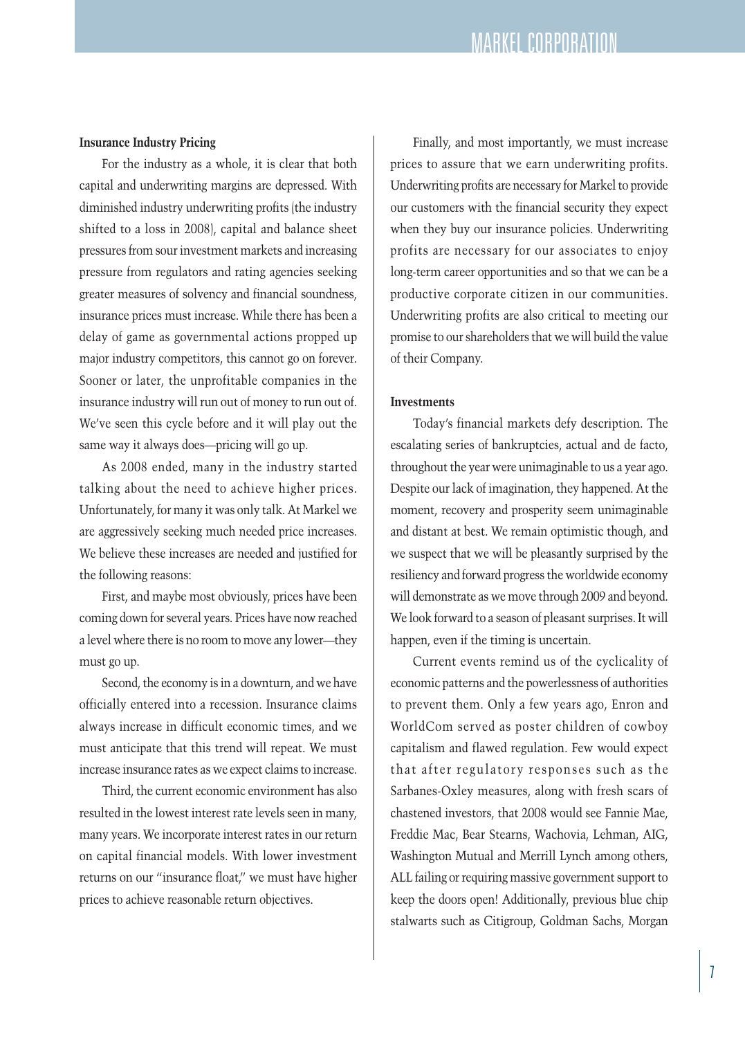**Insurance Industry Pricing**

For the industry as a whole, it is clear that both capital and underwriting margins are depressed. With diminished industry underwriting profits (the industry shifted to a loss in 2008), capital and balance sheet pressures from sour investment markets and increasing pressure from regulators and rating agencies seeking greater measures of solvency and financial soundness, insurance prices must increase. While there has been a delay of game as governmental actions propped up major industry competitors, this cannot go on forever. Sooner or later, the unprofitable companies in the insurance industry will run out of money to run out of. We've seen this cycle before and it will play out the same way it always does—pricing will go up.

As 2008 ended, many in the industry started talking about the need to achieve higher prices. Unfortunately, for many it was only talk. At Markel we are aggressively seeking much needed price increases. We believe these increases are needed and justified for the following reasons:

First, and maybe most obviously, prices have been coming down for several years. Prices have now reached a level where there is no room to move any lower—they must go up.

Second, the economy is in a downturn, and we have officially entered into a recession. Insurance claims always increase in difficult economic times, and we must anticipate that this trend will repeat. We must increase insurance rates as we expect claims to increase.

Third, the current economic environment has also resulted in the lowest interest rate levels seen in many, many years. We incorporate interest rates in our return on capital financial models. With lower investment returns on our "insurance float," we must have higher prices to achieve reasonable return objectives.

Finally, and most importantly, we must increase prices to assure that we earn underwriting profits. Underwriting profits are necessary for Markel to provide our customers with the financial security they expect when they buy our insurance policies. Underwriting profits are necessary for our associates to enjoy long-term career opportunities and so that we can be a productive corporate citizen in our communities. Underwriting profits are also critical to meeting our promise to our shareholders that we will build the value of their Company.

**Investments**

Today's financial markets defy description. The escalating series of bankruptcies, actual and de facto, throughout the year were unimaginable to us a year ago. Despite our lack of imagination, they happened. At the moment, recovery and prosperity seem unimaginable and distant at best. We remain optimistic though, and we suspect that we will be pleasantly surprised by the resiliency and forward progress the worldwide economy will demonstrate as we move through 2009 and beyond. We look forward to a season of pleasant surprises. It will happen, even if the timing is uncertain.

Current events remind us of the cyclicality of economic patterns and the powerlessness of authorities to prevent them. Only a few years ago, Enron and WorldCom served as poster children of cowboy capitalism and flawed regulation. Few would expect that after regulatory responses such as the Sarbanes-Oxley measures, along with fresh scars of chastened investors, that 2008 would see Fannie Mae, Freddie Mac, Bear Stearns, Wachovia, Lehman, AIG, Washington Mutual and Merrill Lynch among others, ALL failing or requiring massive government support to keep the doors open! Additionally, previous blue chip stalwarts such as Citigroup, Goldman Sachs, Morgan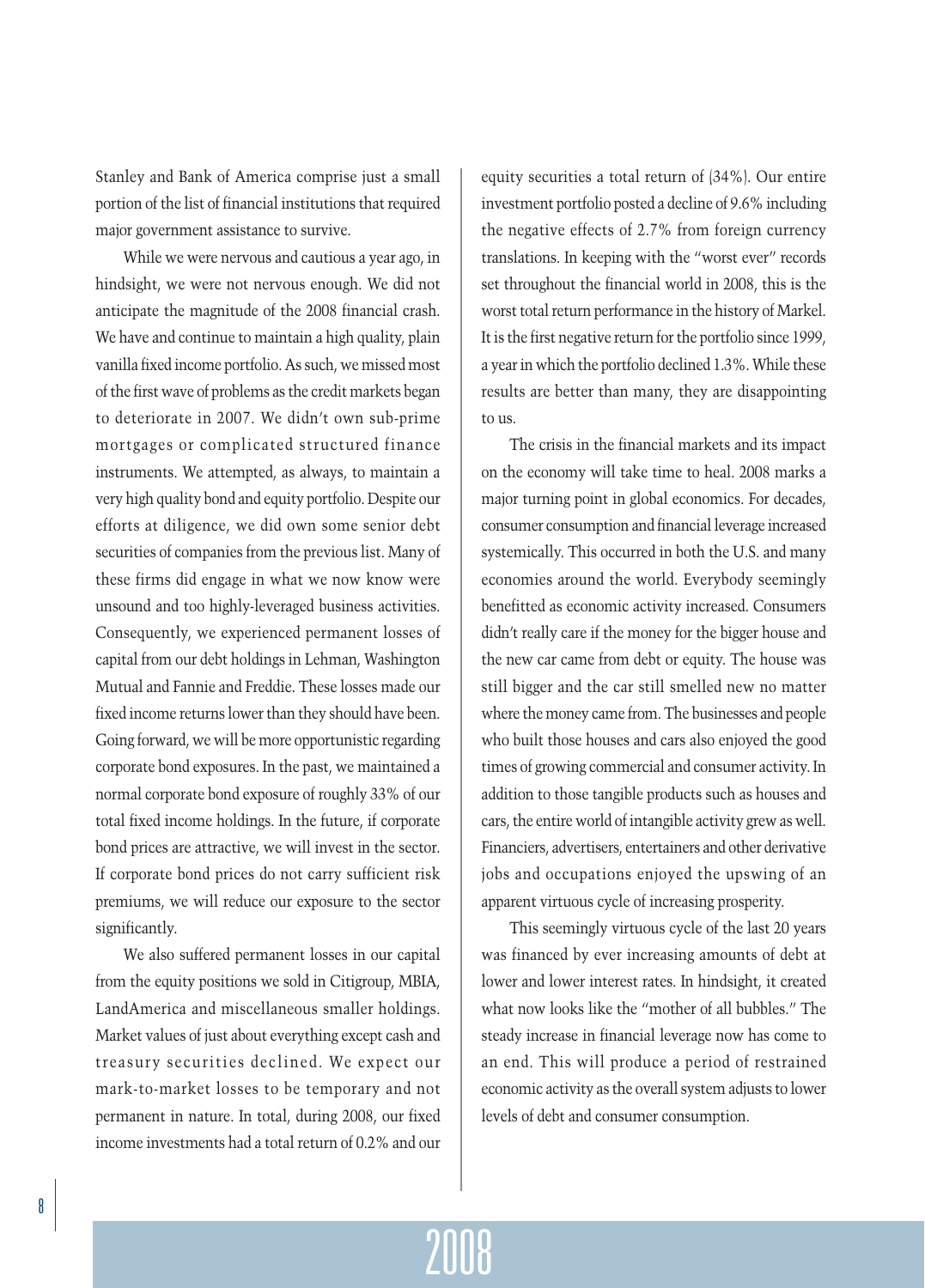Stanley and Bank of America comprise just a small portion of the list of financial institutions that required major government assistance to survive.

While we were nervous and cautious a year ago, in hindsight, we were not nervous enough. We did not anticipate the magnitude of the 2008 financial crash. We have and continue to maintain a high quality, plain vanilla fixed income portfolio. As such, we missed most of the first wave of problems as the credit markets began to deteriorate in 2007. We didn't own sub-prime mortgages or complicated structured finance instruments. We attempted, as always, to maintain a very high quality bond and equity portfolio. Despite our efforts at diligence, we did own some senior debt securities of companies from the previous list. Many of these firms did engage in what we now know were unsound and too highly-leveraged business activities. Consequently, we experienced permanent losses of capital from our debt holdings in Lehman, Washington Mutual and Fannie and Freddie. These losses made our fixed income returns lower than they should have been. Going forward, we will be more opportunistic regarding corporate bond exposures. In the past, we maintained a normal corporate bond exposure of roughly 33% of our total fixed income holdings. In the future, if corporate bond prices are attractive, we will invest in the sector. If corporate bond prices do not carry sufficient risk premiums, we will reduce our exposure to the sector significantly.

We also suffered permanent losses in our capital from the equity positions we sold in Citigroup, MBIA, LandAmerica and miscellaneous smaller holdings. Market values of just about everything except cash and treasury securities declined. We expect our mark-to-market losses to be temporary and not permanent in nature. In total, during 2008, our fixed income investments had a total return of 0.2% and our equity securities a total return of (34%). Our entire investment portfolio posted a decline of 9.6% including the negative effects of 2.7% from foreign currency translations. In keeping with the "worst ever" records set throughout the financial world in 2008, this is the worst total return performance in the history of Markel. It is the first negative return for the portfolio since 1999, a year in which the portfolio declined 1.3%. While these results are better than many, they are disappointing to us.

The crisis in the financial markets and its impact on the economy will take time to heal. 2008 marks a major turning point in global economics. For decades, consumer consumption and financial leverage increased systemically. This occurred in both the U.S. and many economies around the world. Everybody seemingly benefitted as economic activity increased. Consumers didn't really care if the money for the bigger house and the new car came from debt or equity. The house was still bigger and the car still smelled new no matter where the money came from. The businesses and people who built those houses and cars also enjoyed the good times of growing commercial and consumer activity. In addition to those tangible products such as houses and cars, the entire world of intangible activity grew as well. Financiers, advertisers, entertainers and other derivative jobs and occupations enjoyed the upswing of an apparent virtuous cycle of increasing prosperity.

This seemingly virtuous cycle of the last 20 years was financed by ever increasing amounts of debt at lower and lower interest rates. In hindsight, it created what now looks like the "mother of all bubbles." The steady increase in financial leverage now has come to an end. This will produce a period of restrained economic activity as the overall system adjusts to lower levels of debt and consumer consumption.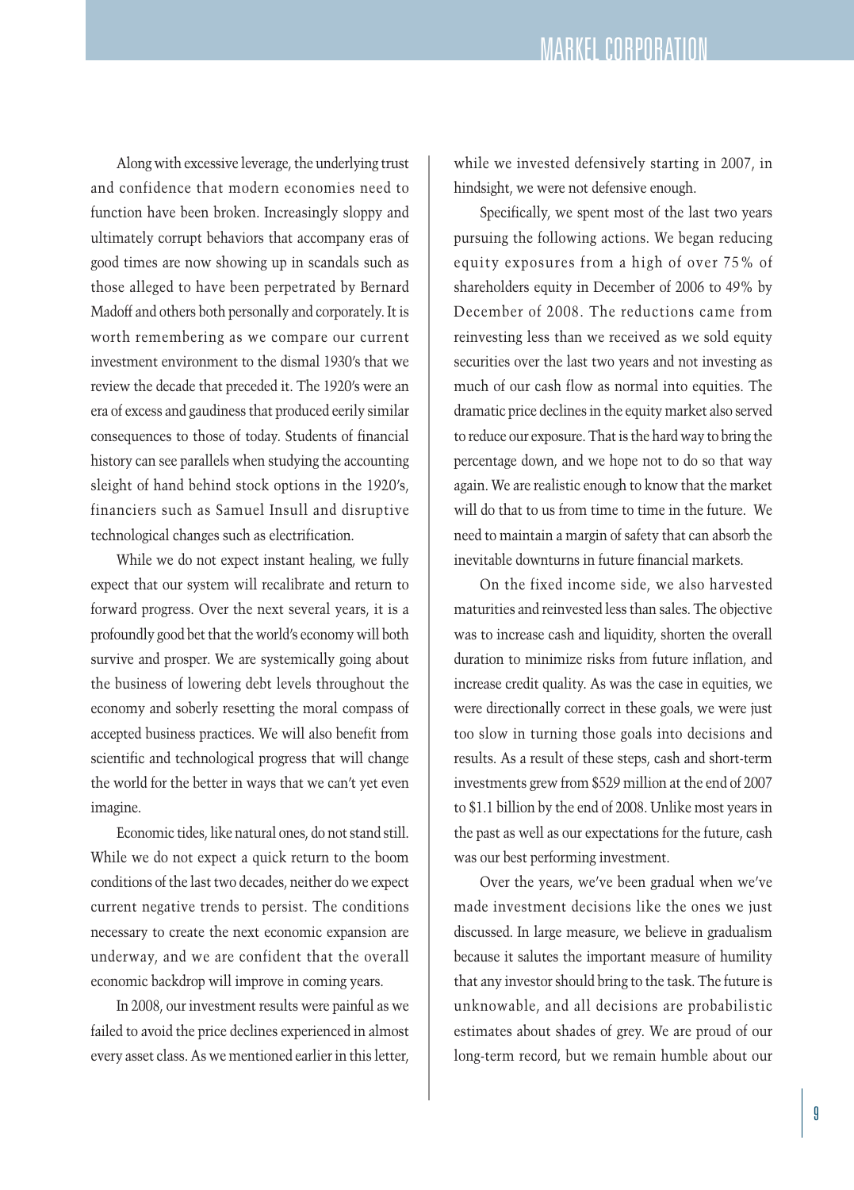Along with excessive leverage, the underlying trust and confidence that modern economies need to function have been broken. Increasingly sloppy and ultimately corrupt behaviors that accompany eras of good times are now showing up in scandals such as those alleged to have been perpetrated by Bernard Madoff and others both personally and corporately. It is worth remembering as we compare our current investment environment to the dismal 1930's that we review the decade that preceded it. The 1920's were an era of excess and gaudiness that produced eerily similar consequences to those of today. Students of financial history can see parallels when studying the accounting sleight of hand behind stock options in the 1920's, financiers such as Samuel Insull and disruptive technological changes such as electrification.

While we do not expect instant healing, we fully expect that our system will recalibrate and return to forward progress. Over the next several years, it is a profoundly good bet that the world's economy will both survive and prosper. We are systemically going about the business of lowering debt levels throughout the economy and soberly resetting the moral compass of accepted business practices. We will also benefit from scientific and technological progress that will change the world for the better in ways that we can't yet even imagine.

Economic tides, like natural ones, do not stand still. While we do not expect a quick return to the boom conditions of the last two decades, neither do we expect current negative trends to persist. The conditions necessary to create the next economic expansion are underway, and we are confident that the overall economic backdrop will improve in coming years.

In 2008, our investment results were painful as we failed to avoid the price declines experienced in almost every asset class. As we mentioned earlier in this letter, while we invested defensively starting in 2007, in hindsight, we were not defensive enough.

Specifically, we spent most of the last two years pursuing the following actions. We began reducing equity exposures from a high of over 75% of shareholders equity in December of 2006 to 49% by December of 2008. The reductions came from reinvesting less than we received as we sold equity securities over the last two years and not investing as much of our cash flow as normal into equities. The dramatic price declines in the equity market also served to reduce our exposure. That is the hard way to bring the percentage down, and we hope not to do so that way again. We are realistic enough to know that the market will do that to us from time to time in the future. We need to maintain a margin of safety that can absorb the inevitable downturns in future financial markets.

On the fixed income side, we also harvested maturities and reinvested less than sales. The objective was to increase cash and liquidity, shorten the overall duration to minimize risks from future inflation, and increase credit quality. As was the case in equities, we were directionally correct in these goals, we were just too slow in turning those goals into decisions and results. As a result of these steps, cash and short-term investments grew from $529 million at the end of 2007 to $1.1 billion by the end of 2008. Unlike most years in the past as well as our expectations for the future, cash was our best performing investment.

Over the years, we've been gradual when we've made investment decisions like the ones we just discussed. In large measure, we believe in gradualism because it salutes the important measure of humility that any investor should bring to the task. The future is unknowable, and all decisions are probabilistic estimates about shades of grey. We are proud of our long-term record, but we remain humble about our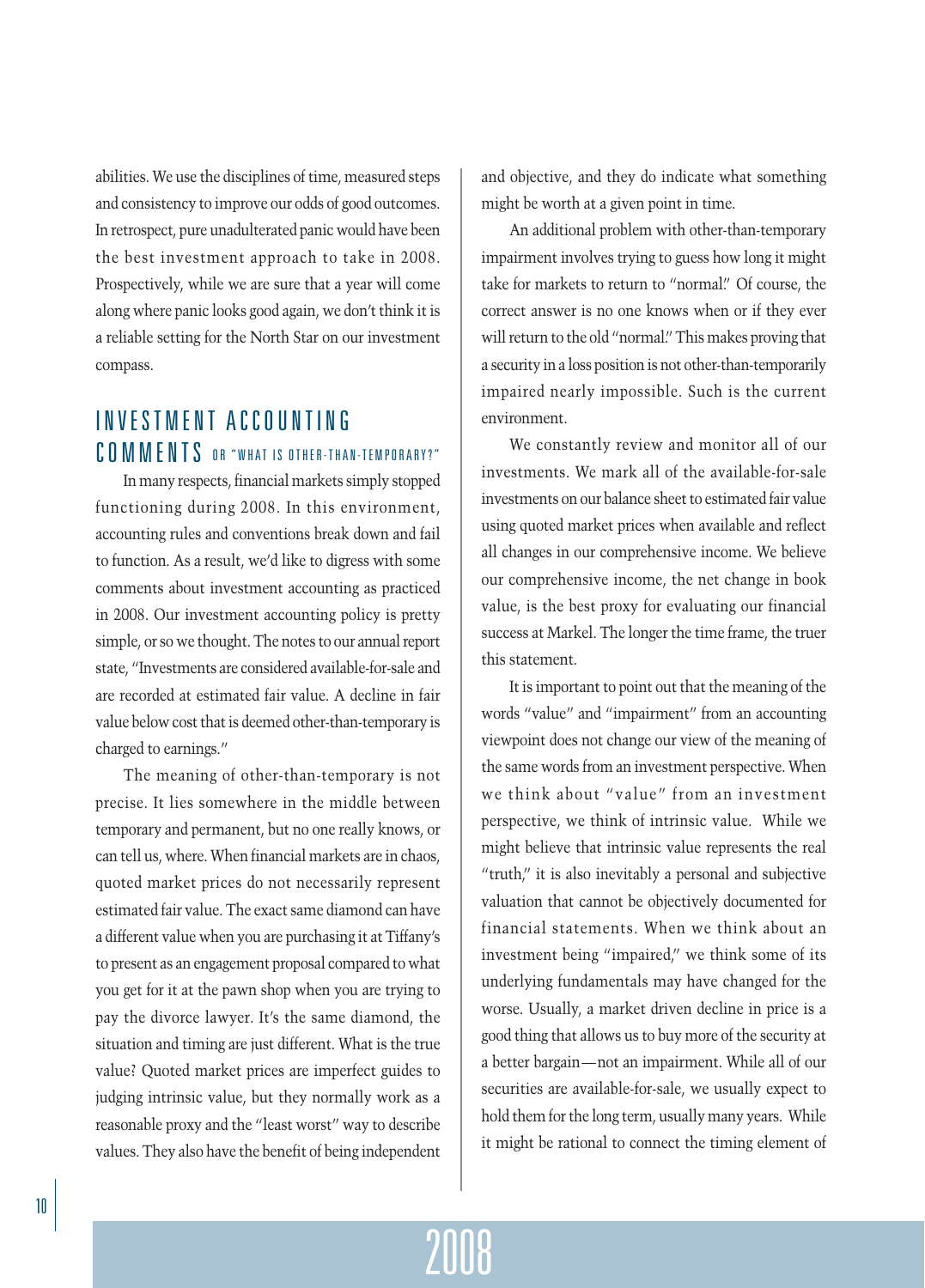abilities. We use the disciplines of time, measured steps and consistency to improve our odds of good outcomes. In retrospect, pure unadulterated panic would have been the best investment approach to take in 2008. Prospectively, while we are sure that a year will come along where panic looks good again, we don't think it is a reliable setting for the North Star on our investment compass.

## INVESTMENT ACCOUNTING COMMENTS OR "WHAT IS OTHER-THAN-TEMPORARY?"

In many respects, financial markets simply stopped functioning during 2008. In this environment, accounting rules and conventions break down and fail to function. As a result, we'd like to digress with some comments about investment accounting as practiced in 2008. Our investment accounting policy is pretty simple, or so we thought. The notes to our annual report state, "Investments are considered available-for-sale and are recorded at estimated fair value. A decline in fair value below cost that is deemed other-than-temporary is charged to earnings."

The meaning of other-than-temporary is not precise. It lies somewhere in the middle between temporary and permanent, but no one really knows, or can tell us, where. When financial markets are in chaos, quoted market prices do not necessarily represent estimated fair value. The exact same diamond can have a different value when you are purchasing it at Tiffany's to present as an engagement proposal compared to what you get for it at the pawn shop when you are trying to pay the divorce lawyer. It's the same diamond, the situation and timing are just different. What is the true value? Quoted market prices are imperfect guides to judging intrinsic value, but they normally work as a reasonable proxy and the "least worst" way to describe values. They also have the benefit of being independent and objective, and they do indicate what something might be worth at a given point in time.

An additional problem with other-than-temporary impairment involves trying to guess how long it might take for markets to return to "normal." Of course, the correct answer is no one knows when or if they ever will return to the old "normal." This makes proving that a security in a loss position is not other-than-temporarily impaired nearly impossible. Such is the current environment.

We constantly review and monitor all of our investments. We mark all of the available-for-sale investments on our balance sheet to estimated fair value using quoted market prices when available and reflect all changes in our comprehensive income. We believe our comprehensive income, the net change in book value, is the best proxy for evaluating our financial success at Markel. The longer the time frame, the truer this statement.

It is important to point out that the meaning of the words "value" and "impairment" from an accounting viewpoint does not change our view of the meaning of the same words from an investment perspective. When we think about "value" from an investment perspective, we think of intrinsic value. While we might believe that intrinsic value represents the real "truth," it is also inevitably a personal and subjective valuation that cannot be objectively documented for financial statements. When we think about an investment being "impaired," we think some of its underlying fundamentals may have changed for the worse. Usually, a market driven decline in price is a good thing that allows us to buy more of the security at a better bargain—not an impairment. While all of our securities are available-for-sale, we usually expect to hold them for the long term, usually many years. While it might be rational to connect the timing element of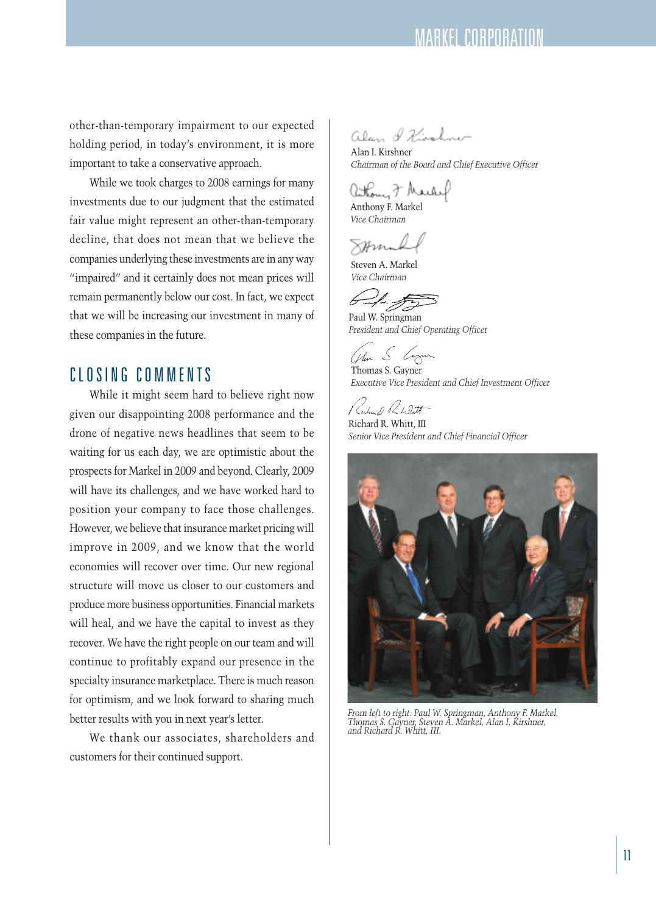other-than-temporary impairment to our expected holding period, in today's environment, it is more important to take a conservative approach.

While we took charges to 2008 earnings for many investments due to our judgment that the estimated fair value might represent an other-than-temporary decline, that does not mean that we believe the companies underlying these investments are in any way "impaired" and it certainly does not mean prices will remain permanently below our cost. In fact, we expect that we will be increasing our investment in many of these companies in the future.

## CLOSING COMMENTS

While it might seem hard to believe right now given our disappointing 2008 performance and the drone of negative news headlines that seem to be waiting for us each day, we are optimistic about the prospects for Markel in 2009 and beyond. Clearly, 2009 will have its challenges, and we have worked hard to position your company to face those challenges. However, we believe that insurance market pricing will improve in 2009, and we know that the world economies will recover over time. Our new regional structure will move us closer to our customers and produce more business opportunities. Financial markets will heal, and we have the capital to invest as they recover. We have the right people on our team and will continue to profitably expand our presence in the specialty insurance marketplace. There is much reason for optimism, and we look forward to sharing much better results with you in next year's letter.

We thank our associates, shareholders and customers for their continued support.

Alan I. Kirshner
*Chairman of the Board and Chief Executive Officer*

Anthony F. Markel
*Vice Chairman*

Steven A. Markel
*Vice Chairman*

Paul W. Springman
*President and Chief Operating Officer*

Thomas S. Gayner
*Executive Vice President and Chief Investment Officer*

Richard R. Whitt, III
*Senior Vice President and Chief Financial Officer*

*From left to right: Paul W. Springman, Anthony F. Markel, Thomas S. Gayner, Steven A. Markel, Alan I. Kirshner, and Richard R. Whitt, III.*